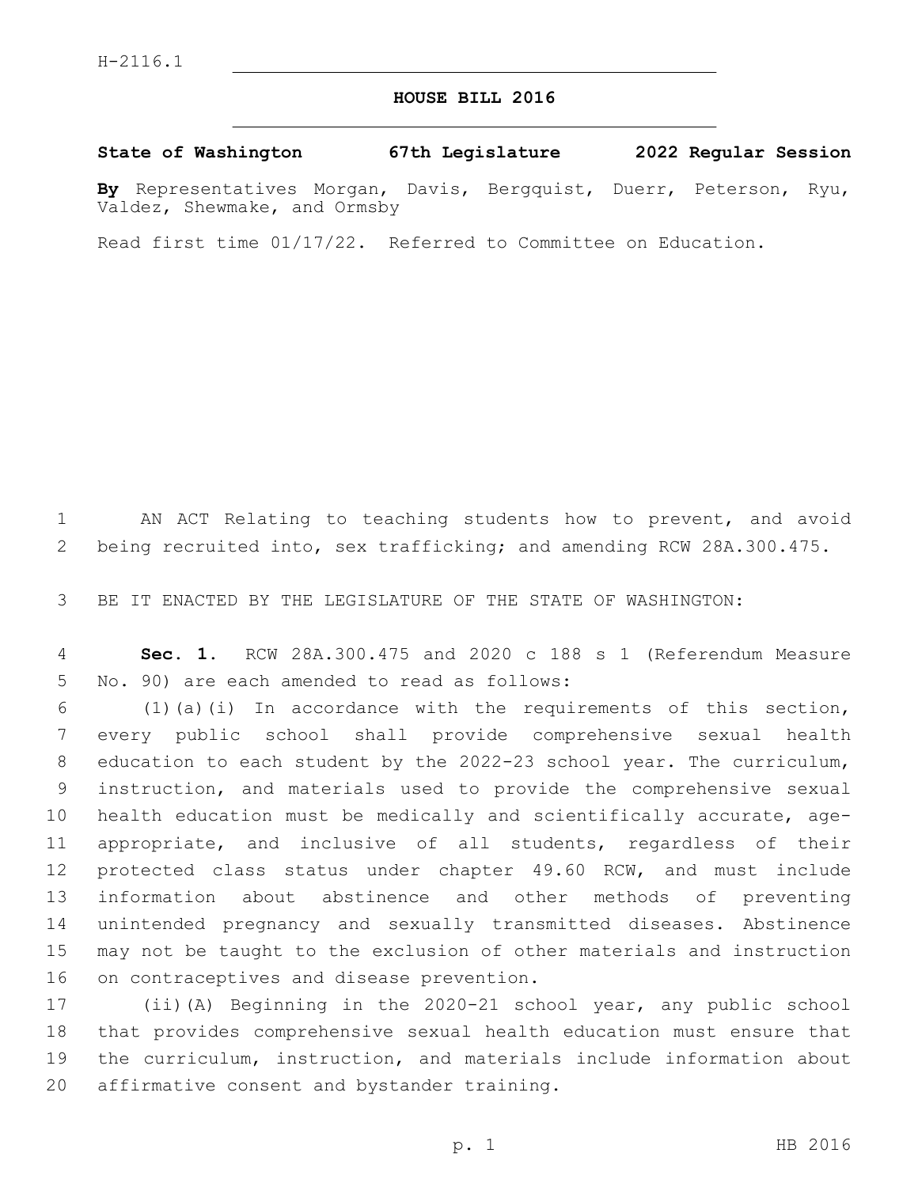H-2116.1

# HOUSE BILL 2016

**State of Washington 67th Legislature 2022 Regular Session**

**By** Representatives Morgan, Davis, Bergquist, Duerr, Peterson, Ryu, Valdez, Shewmake, and Ormsby

Read first time 01/17/22. Referred to Committee on Education.

AN ACT Relating to teaching students how to prevent, and avoid being recruited into, sex trafficking; and amending RCW 28A.300.475.

BE IT ENACTED BY THE LEGISLATURE OF THE STATE OF WASHINGTON:

**Sec. 1.** RCW 28A.300.475 and 2020 c 188 s 1 (Referendum Measure No. 90) are each amended to read as follows:

(1)(a)(i) In accordance with the requirements of this section, every public school shall provide comprehensive sexual health education to each student by the 2022-23 school year. The curriculum, instruction, and materials used to provide the comprehensive sexual health education must be medically and scientifically accurate, age-appropriate, and inclusive of all students, regardless of their protected class status under chapter 49.60 RCW, and must include information about abstinence and other methods of preventing unintended pregnancy and sexually transmitted diseases. Abstinence may not be taught to the exclusion of other materials and instruction on contraceptives and disease prevention.

(ii)(A) Beginning in the 2020-21 school year, any public school that provides comprehensive sexual health education must ensure that the curriculum, instruction, and materials include information about affirmative consent and bystander training.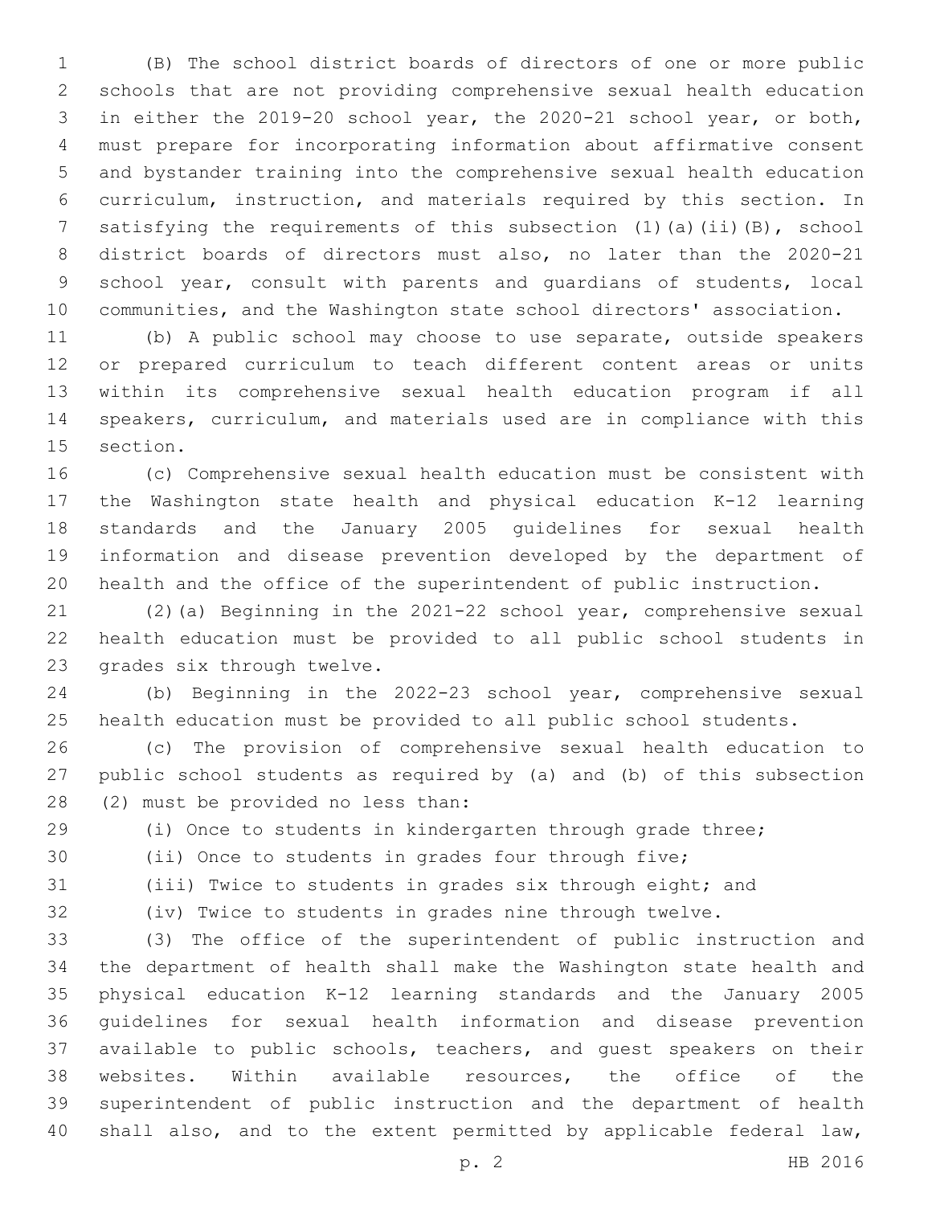(B) The school district boards of directors of one or more public schools that are not providing comprehensive sexual health education in either the 2019-20 school year, the 2020-21 school year, or both, must prepare for incorporating information about affirmative consent and bystander training into the comprehensive sexual health education curriculum, instruction, and materials required by this section. In satisfying the requirements of this subsection (1)(a)(ii)(B), school district boards of directors must also, no later than the 2020-21 school year, consult with parents and guardians of students, local communities, and the Washington state school directors' association.

(b) A public school may choose to use separate, outside speakers or prepared curriculum to teach different content areas or units within its comprehensive sexual health education program if all speakers, curriculum, and materials used are in compliance with this section.

(c) Comprehensive sexual health education must be consistent with the Washington state health and physical education K-12 learning standards and the January 2005 guidelines for sexual health information and disease prevention developed by the department of health and the office of the superintendent of public instruction.

(2)(a) Beginning in the 2021-22 school year, comprehensive sexual health education must be provided to all public school students in grades six through twelve.

(b) Beginning in the 2022-23 school year, comprehensive sexual health education must be provided to all public school students.

(c) The provision of comprehensive sexual health education to public school students as required by (a) and (b) of this subsection (2) must be provided no less than:

(i) Once to students in kindergarten through grade three;

(ii) Once to students in grades four through five;

(iii) Twice to students in grades six through eight; and

(iv) Twice to students in grades nine through twelve.

(3) The office of the superintendent of public instruction and the department of health shall make the Washington state health and physical education K-12 learning standards and the January 2005 guidelines for sexual health information and disease prevention available to public schools, teachers, and guest speakers on their websites. Within available resources, the office of the superintendent of public instruction and the department of health shall also, and to the extent permitted by applicable federal law,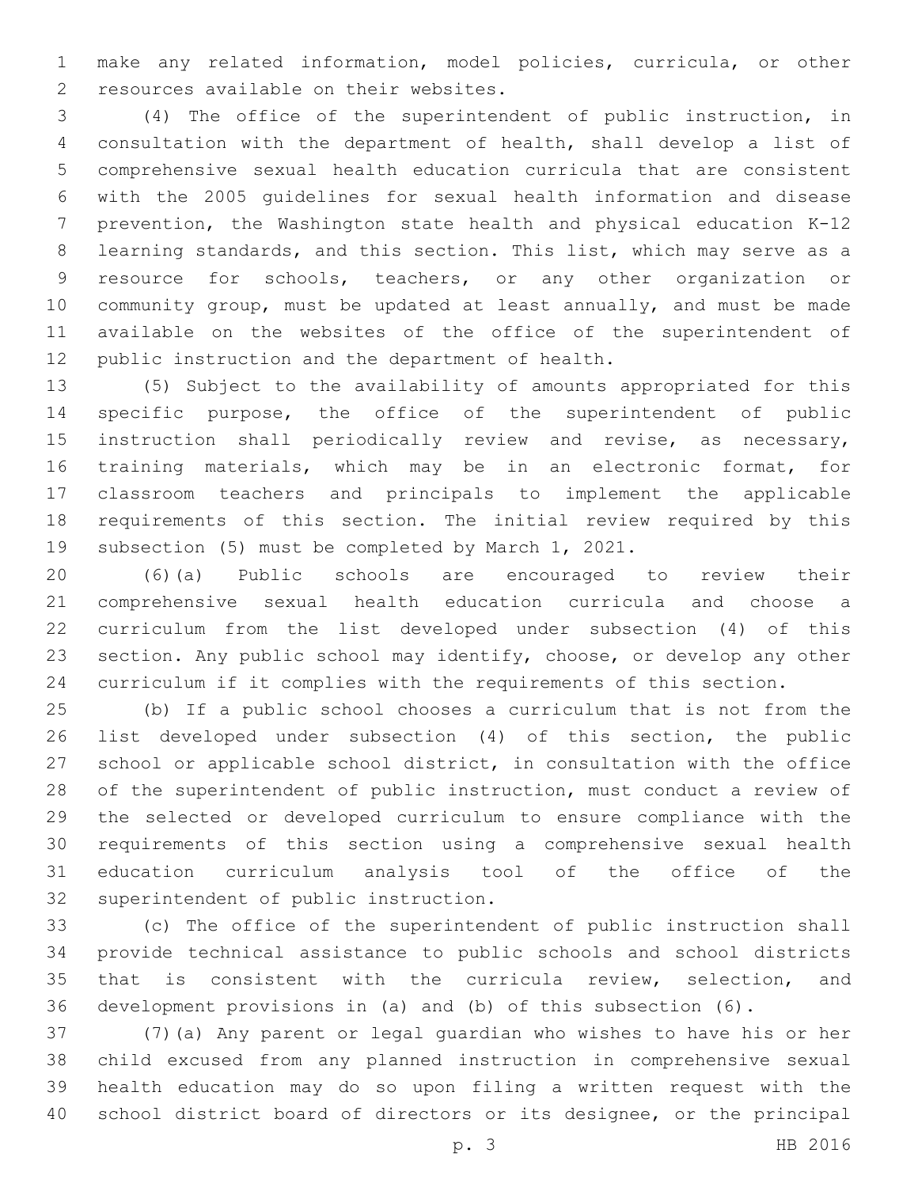make any related information, model policies, curricula, or other resources available on their websites.

(4) The office of the superintendent of public instruction, in consultation with the department of health, shall develop a list of comprehensive sexual health education curricula that are consistent with the 2005 guidelines for sexual health information and disease prevention, the Washington state health and physical education K-12 learning standards, and this section. This list, which may serve as a resource for schools, teachers, or any other organization or community group, must be updated at least annually, and must be made available on the websites of the office of the superintendent of public instruction and the department of health.

(5) Subject to the availability of amounts appropriated for this specific purpose, the office of the superintendent of public instruction shall periodically review and revise, as necessary, training materials, which may be in an electronic format, for classroom teachers and principals to implement the applicable requirements of this section. The initial review required by this subsection (5) must be completed by March 1, 2021.

(6)(a) Public schools are encouraged to review their comprehensive sexual health education curricula and choose a curriculum from the list developed under subsection (4) of this section. Any public school may identify, choose, or develop any other curriculum if it complies with the requirements of this section.

(b) If a public school chooses a curriculum that is not from the list developed under subsection (4) of this section, the public school or applicable school district, in consultation with the office of the superintendent of public instruction, must conduct a review of the selected or developed curriculum to ensure compliance with the requirements of this section using a comprehensive sexual health education curriculum analysis tool of the office of the superintendent of public instruction.

(c) The office of the superintendent of public instruction shall provide technical assistance to public schools and school districts that is consistent with the curricula review, selection, and development provisions in (a) and (b) of this subsection (6).

(7)(a) Any parent or legal guardian who wishes to have his or her child excused from any planned instruction in comprehensive sexual health education may do so upon filing a written request with the school district board of directors or its designee, or the principal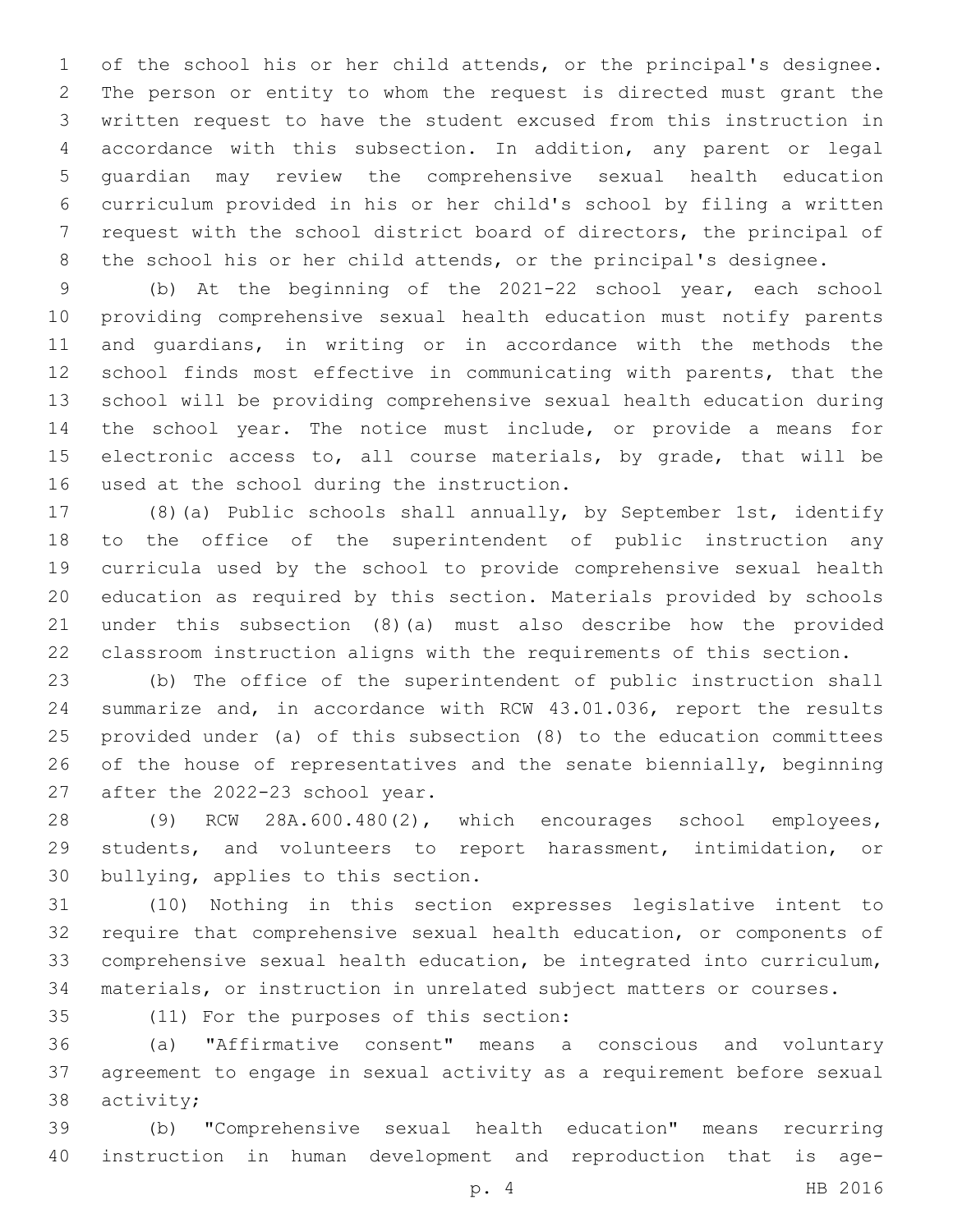of the school his or her child attends, or the principal's designee. The person or entity to whom the request is directed must grant the written request to have the student excused from this instruction in accordance with this subsection. In addition, any parent or legal guardian may review the comprehensive sexual health education curriculum provided in his or her child's school by filing a written request with the school district board of directors, the principal of the school his or her child attends, or the principal's designee.

(b) At the beginning of the 2021-22 school year, each school providing comprehensive sexual health education must notify parents and guardians, in writing or in accordance with the methods the school finds most effective in communicating with parents, that the school will be providing comprehensive sexual health education during the school year. The notice must include, or provide a means for electronic access to, all course materials, by grade, that will be used at the school during the instruction.

(8)(a) Public schools shall annually, by September 1st, identify to the office of the superintendent of public instruction any curricula used by the school to provide comprehensive sexual health education as required by this section. Materials provided by schools under this subsection (8)(a) must also describe how the provided classroom instruction aligns with the requirements of this section.

(b) The office of the superintendent of public instruction shall summarize and, in accordance with RCW 43.01.036, report the results provided under (a) of this subsection (8) to the education committees of the house of representatives and the senate biennially, beginning after the 2022-23 school year.

(9) RCW 28A.600.480(2), which encourages school employees, students, and volunteers to report harassment, intimidation, or bullying, applies to this section.

(10) Nothing in this section expresses legislative intent to require that comprehensive sexual health education, or components of comprehensive sexual health education, be integrated into curriculum, materials, or instruction in unrelated subject matters or courses.

(11) For the purposes of this section:

(a) "Affirmative consent" means a conscious and voluntary agreement to engage in sexual activity as a requirement before sexual activity;

(b) "Comprehensive sexual health education" means recurring instruction in human development and reproduction that is age-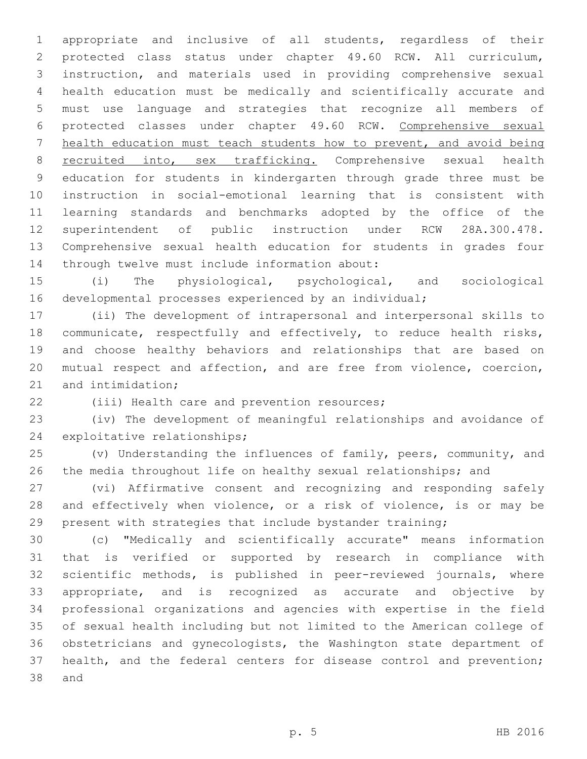appropriate and inclusive of all students, regardless of their protected class status under chapter 49.60 RCW. All curriculum, instruction, and materials used in providing comprehensive sexual health education must be medically and scientifically accurate and must use language and strategies that recognize all members of protected classes under chapter 49.60 RCW. <u>Comprehensive sexual health education must teach students how to prevent, and avoid being recruited into, sex trafficking.</u> Comprehensive sexual health education for students in kindergarten through grade three must be instruction in social-emotional learning that is consistent with learning standards and benchmarks adopted by the office of the superintendent of public instruction under RCW 28A.300.478. Comprehensive sexual health education for students in grades four through twelve must include information about:

(i) The physiological, psychological, and sociological developmental processes experienced by an individual;

(ii) The development of intrapersonal and interpersonal skills to communicate, respectfully and effectively, to reduce health risks, and choose healthy behaviors and relationships that are based on mutual respect and affection, and are free from violence, coercion, and intimidation;

(iii) Health care and prevention resources;

(iv) The development of meaningful relationships and avoidance of exploitative relationships;

(v) Understanding the influences of family, peers, community, and the media throughout life on healthy sexual relationships; and

(vi) Affirmative consent and recognizing and responding safely and effectively when violence, or a risk of violence, is or may be present with strategies that include bystander training;

(c) "Medically and scientifically accurate" means information that is verified or supported by research in compliance with scientific methods, is published in peer-reviewed journals, where appropriate, and is recognized as accurate and objective by professional organizations and agencies with expertise in the field of sexual health including but not limited to the American college of obstetricians and gynecologists, the Washington state department of health, and the federal centers for disease control and prevention; and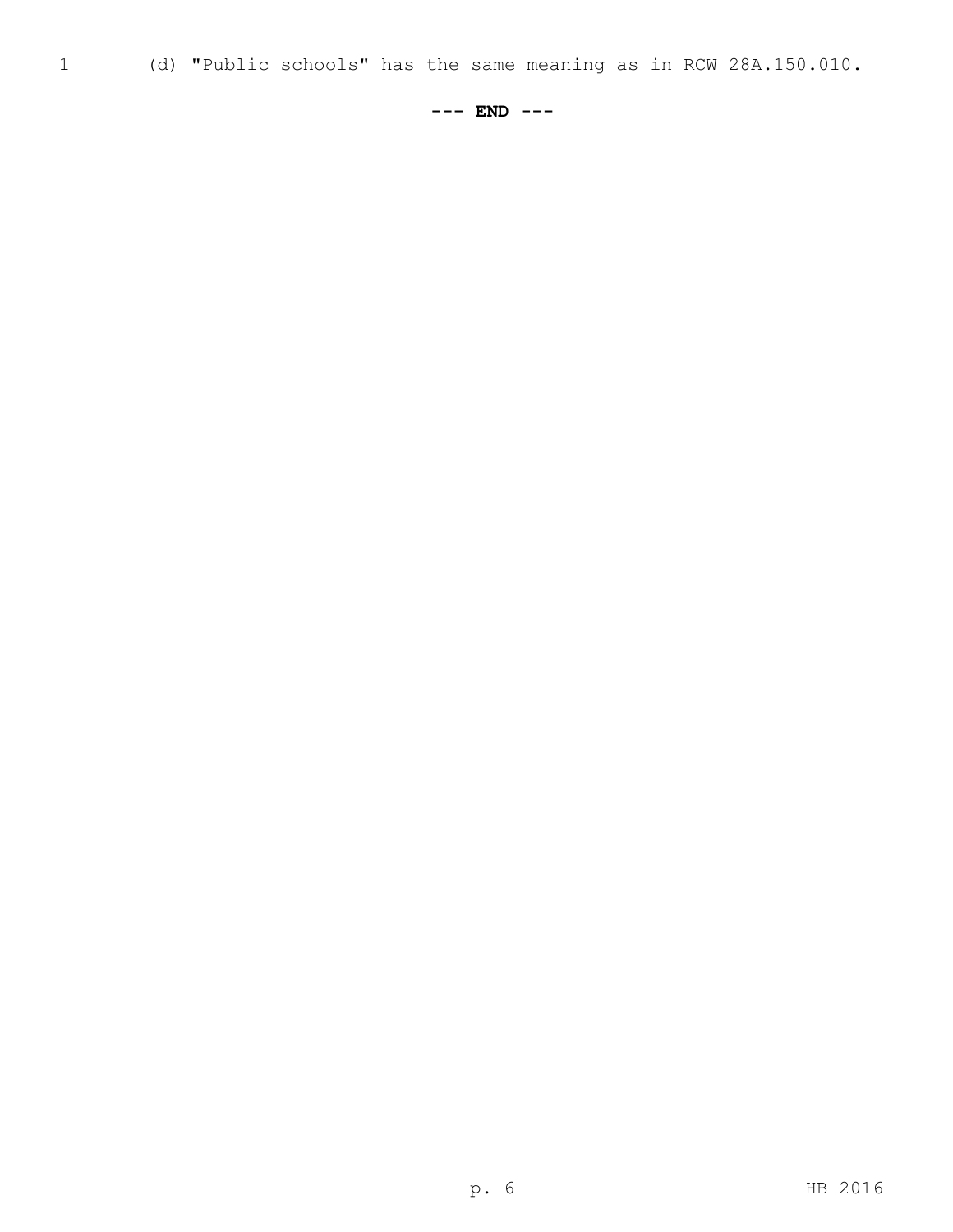(d) "Public schools" has the same meaning as in RCW 28A.150.010.

**--- END ---**